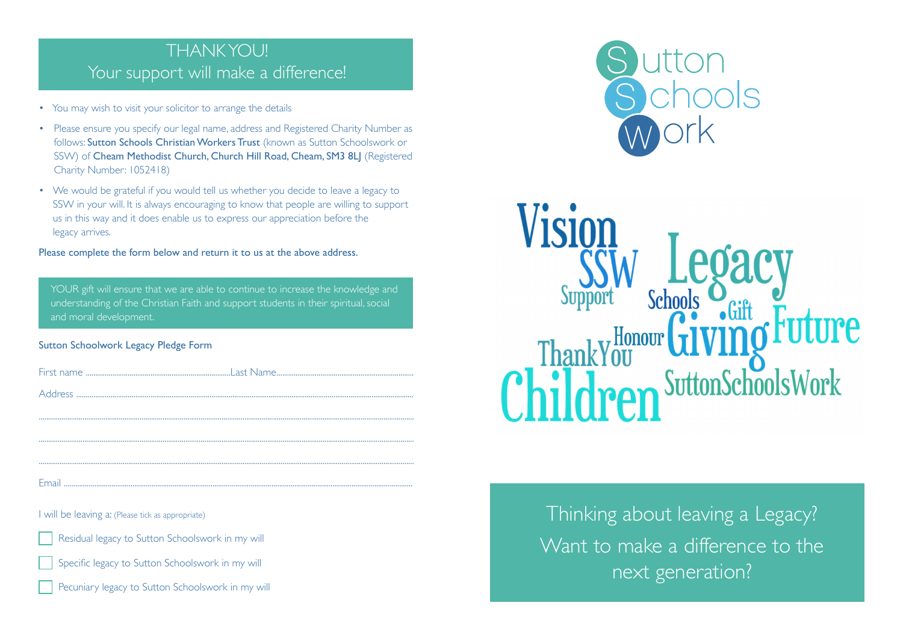## THANK YOU!
## Your support will make a difference!

- You may wish to visit your solicitor to arrange the details
- Please ensure you specify our legal name, address and Registered Charity Number as follows: **Sutton Schools Christian Workers Trust** (known as Sutton Schoolswork or SSW) of **Cheam Methodist Church, Church Hill Road, Cheam, SM3 8LJ** (Registered Charity Number: 1052418)
- We would be grateful if you would tell us whether you decide to leave a legacy to SSW in your will. It is always encouraging to know that people are willing to support us in this way and it does enable us to express our appreciation before the legacy arrives.

Please complete the form below and return it to us at the above address.

YOUR gift will ensure that we are able to continue to increase the knowledge and understanding of the Christian Faith and support students in their spiritual, social and moral development.

### Sutton Schoolwork Legacy Pledge Form

First name ............................................................................Last Name.......................................................................

Address ..........................................................................................................................................................................

.........................................................................................................................................................................................

.........................................................................................................................................................................................

.........................................................................................................................................................................................

Email ...............................................................................................................................................................................

I will be leaving a: (Please tick as appropriate)

- [ ] Residual legacy to Sutton Schoolswork in my will
- [ ] Specific legacy to Sutton Schoolswork in my will
- [ ] Pecuniary legacy to Sutton Schoolswork in my will

# Sutton Schools Work

Vision SSW Legacy Support Schools Gift Thank You Honour Giving Future Children SuttonSchoolsWork

Thinking about leaving a Legacy?
Want to make a difference to the next generation?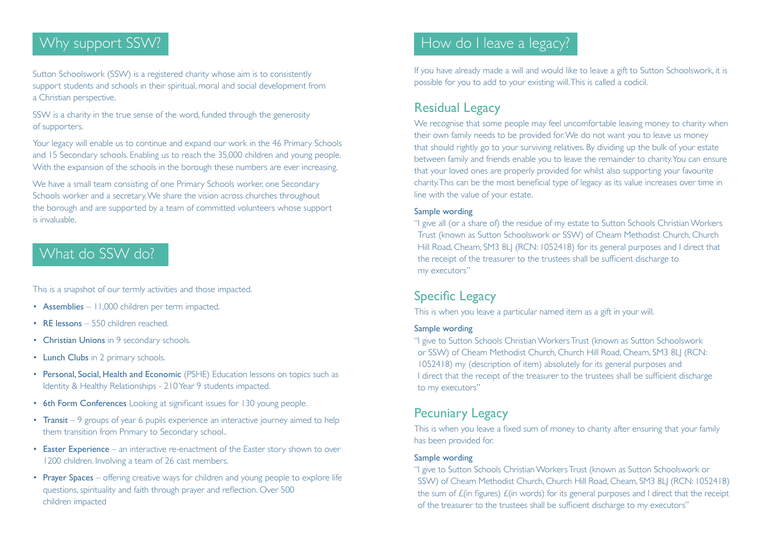## Why support SSW?

Sutton Schoolswork (SSW) is a registered charity whose aim is to consistently support students and schools in their spiritual, moral and social development from a Christian perspective.

SSW is a charity in the true sense of the word, funded through the generosity of supporters.

Your legacy will enable us to continue and expand our work in the 46 Primary Schools and 15 Secondary schools. Enabling us to reach the 35,000 children and young people. With the expansion of the schools in the borough these numbers are ever increasing.

We have a small team consisting of one Primary Schools worker, one Secondary Schools worker and a secretary. We share the vision across churches throughout the borough and are supported by a team of committed volunteers whose support is invaluable.

## What do SSW do?

This is a snapshot of our termly activities and those impacted.

- **Assemblies** – 11,000 children per term impacted.
- **RE lessons** – 550 children reached.
- **Christian Unions** in 9 secondary schools.
- **Lunch Clubs** in 2 primary schools.
- **Personal, Social, Health and Economic** (PSHE) Education lessons on topics such as Identity & Healthy Relationships - 210 Year 9 students impacted.
- **6th Form Conferences** Looking at significant issues for 130 young people.
- **Transit** – 9 groups of year 6 pupils experience an interactive journey aimed to help them transition from Primary to Secondary school..
- **Easter Experience** – an interactive re-enactment of the Easter story shown to over 1200 children. Involving a team of 26 cast members.
- **Prayer Spaces** – offering creative ways for children and young people to explore life questions, spirituality and faith through prayer and reflection. Over 500 children impacted

## How do I leave a legacy?

If you have already made a will and would like to leave a gift to Sutton Schoolswork, it is possible for you to add to your existing will. This is called a codicil.

### Residual Legacy

We recognise that some people may feel uncomfortable leaving money to charity when their own family needs to be provided for. We do not want you to leave us money that should rightly go to your surviving relatives. By dividing up the bulk of your estate between family and friends enable you to leave the remainder to charity. You can ensure that your loved ones are properly provided for whilst also supporting your favourite charity. This can be the most beneficial type of legacy as its value increases over time in line with the value of your estate.

**Sample wording**

"I give all (or a share of) the residue of my estate to Sutton Schools Christian Workers Trust (known as Sutton Schoolswork or SSW) of Cheam Methodist Church, Church Hill Road, Cheam, SM3 8LJ (RCN: 1052418) for its general purposes and I direct that the receipt of the treasurer to the trustees shall be sufficient discharge to my executors"

### Specific Legacy

This is when you leave a particular named item as a gift in your will.

**Sample wording**

"I give to Sutton Schools Christian Workers Trust (known as Sutton Schoolswork or SSW) of Cheam Methodist Church, Church Hill Road, Cheam, SM3 8LJ (RCN: 1052418) my (description of item) absolutely for its general purposes and I direct that the receipt of the treasurer to the trustees shall be sufficient discharge to my executors"

### Pecuniary Legacy

This is when you leave a fixed sum of money to charity after ensuring that your family has been provided for.

**Sample wording**

"I give to Sutton Schools Christian Workers Trust (known as Sutton Schoolswork or SSW) of Cheam Methodist Church, Church Hill Road, Cheam, SM3 8LJ (RCN: 1052418) the sum of £(in figures) £(in words) for its general purposes and I direct that the receipt of the treasurer to the trustees shall be sufficient discharge to my executors"